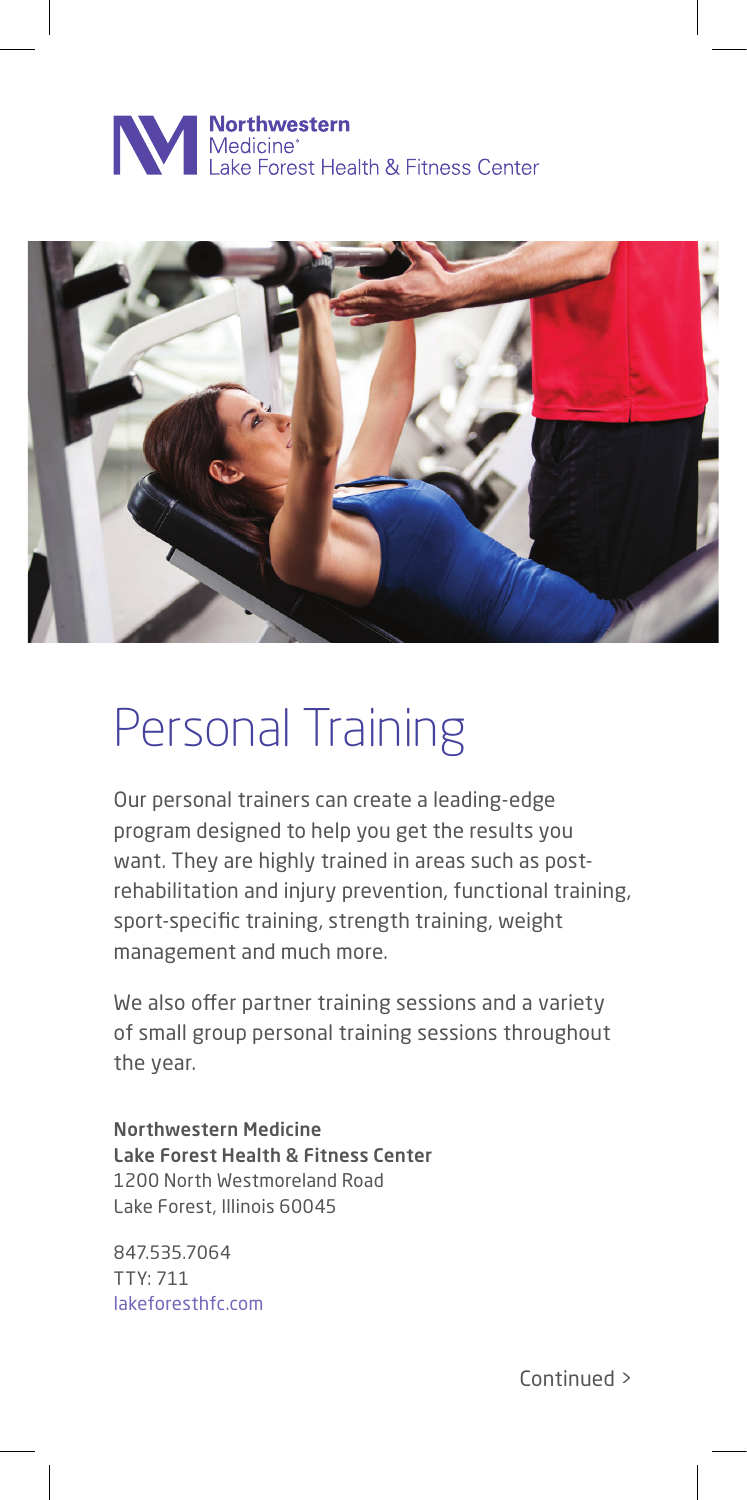Northwestern Medicine
Lake Forest Health & Fitness Center

# Personal Training

Our personal trainers can create a leading-edge program designed to help you get the results you want. They are highly trained in areas such as post-rehabilitation and injury prevention, functional training, sport-specific training, strength training, weight management and much more.

We also offer partner training sessions and a variety of small group personal training sessions throughout the year.

**Northwestern Medicine**
**Lake Forest Health & Fitness Center**
1200 North Westmoreland Road
Lake Forest, Illinois 60045

847.535.7064
TTY: 711
lakeforesthfc.com

Continued >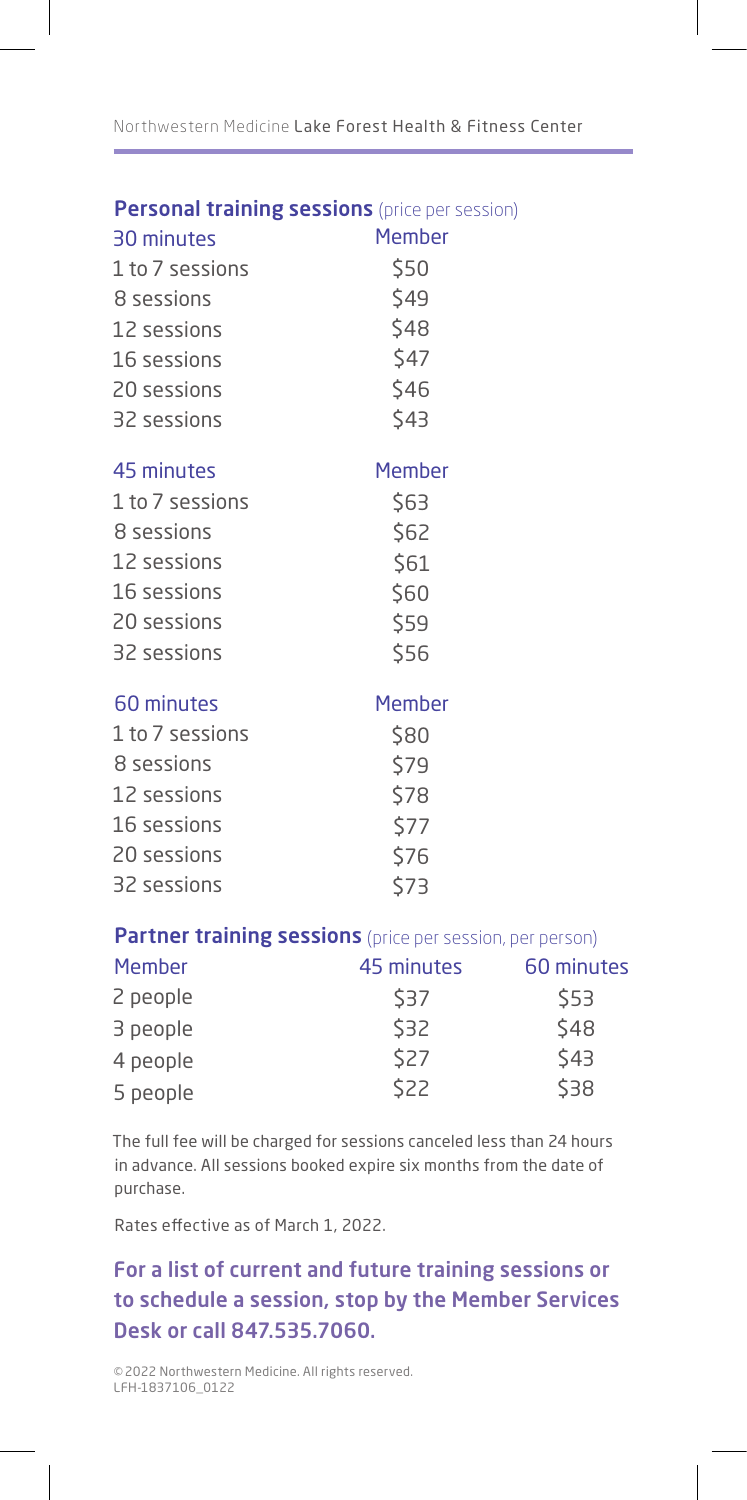## Personal training sessions (price per session)

| 30 minutes | Member |
| --- | --- |
| 1 to 7 sessions | $50 |
| 8 sessions | $49 |
| 12 sessions | $48 |
| 16 sessions | $47 |
| 20 sessions | $46 |
| 32 sessions | $43 |

| 45 minutes | Member |
| --- | --- |
| 1 to 7 sessions | $63 |
| 8 sessions | $62 |
| 12 sessions | $61 |
| 16 sessions | $60 |
| 20 sessions | $59 |
| 32 sessions | $56 |

| 60 minutes | Member |
| --- | --- |
| 1 to 7 sessions | $80 |
| 8 sessions | $79 |
| 12 sessions | $78 |
| 16 sessions | $77 |
| 20 sessions | $76 |
| 32 sessions | $73 |

## Partner training sessions (price per session, per person)

| Member | 45 minutes | 60 minutes |
| --- | --- | --- |
| 2 people | $37 | $53 |
| 3 people | $32 | $48 |
| 4 people | $27 | $43 |
| 5 people | $22 | $38 |

The full fee will be charged for sessions canceled less than 24 hours in advance. All sessions booked expire six months from the date of purchase.

Rates effective as of March 1, 2022.

### For a list of current and future training sessions or to schedule a session, stop by the Member Services Desk or call 847.535.7060.

© 2022 Northwestern Medicine. All rights reserved.
LFH-1837106_0122